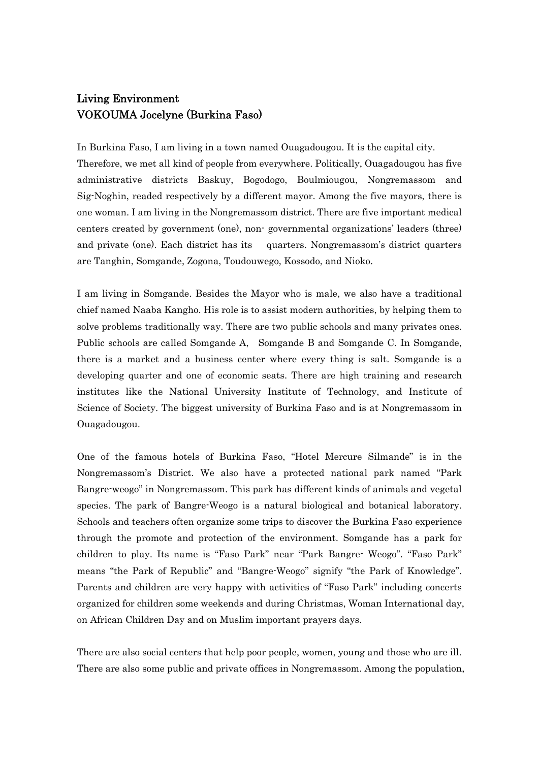# Living Environment
## VOKOUMA Jocelyne (Burkina Faso)

In Burkina Faso, I am living in a town named Ouagadougou. It is the capital city. Therefore, we met all kind of people from everywhere. Politically, Ouagadougou has five administrative districts Baskuy, Bogodogo, Boulmiougou, Nongremassom and Sig-Noghin, readed respectively by a different mayor. Among the five mayors, there is one woman. I am living in the Nongremassom district. There are five important medical centers created by government (one), non- governmental organizations' leaders (three) and private (one). Each district has its quarters. Nongremassom's district quarters are Tanghin, Somgande, Zogona, Toudouwego, Kossodo, and Nioko.

I am living in Somgande. Besides the Mayor who is male, we also have a traditional chief named Naaba Kangho. His role is to assist modern authorities, by helping them to solve problems traditionally way. There are two public schools and many privates ones. Public schools are called Somgande A, Somgande B and Somgande C. In Somgande, there is a market and a business center where every thing is salt. Somgande is a developing quarter and one of economic seats. There are high training and research institutes like the National University Institute of Technology, and Institute of Science of Society. The biggest university of Burkina Faso and is at Nongremassom in Ouagadougou.

One of the famous hotels of Burkina Faso, "Hotel Mercure Silmande" is in the Nongremassom's District. We also have a protected national park named "Park Bangre-weogo" in Nongremassom. This park has different kinds of animals and vegetal species. The park of Bangre-Weogo is a natural biological and botanical laboratory. Schools and teachers often organize some trips to discover the Burkina Faso experience through the promote and protection of the environment. Somgande has a park for children to play. Its name is "Faso Park" near "Park Bangre- Weogo". "Faso Park" means "the Park of Republic" and "Bangre-Weogo" signify "the Park of Knowledge". Parents and children are very happy with activities of "Faso Park" including concerts organized for children some weekends and during Christmas, Woman International day, on African Children Day and on Muslim important prayers days.

There are also social centers that help poor people, women, young and those who are ill. There are also some public and private offices in Nongremassom. Among the population,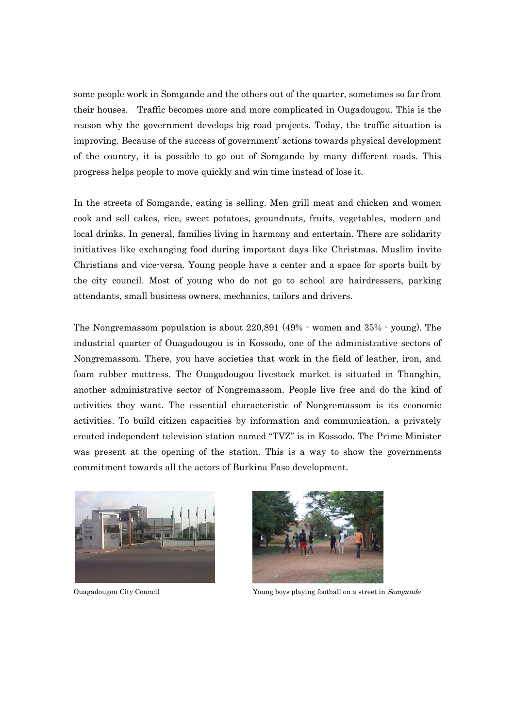some people work in Somgande and the others out of the quarter, sometimes so far from their houses. Traffic becomes more and more complicated in Ougadougou. This is the reason why the government develops big road projects. Today, the traffic situation is improving. Because of the success of government' actions towards physical development of the country, it is possible to go out of Somgande by many different roads. This progress helps people to move quickly and win time instead of lose it.

In the streets of Somgande, eating is selling. Men grill meat and chicken and women cook and sell cakes, rice, sweet potatoes, groundnuts, fruits, vegetables, modern and local drinks. In general, families living in harmony and entertain. There are solidarity initiatives like exchanging food during important days like Christmas. Muslim invite Christians and vice-versa. Young people have a center and a space for sports built by the city council. Most of young who do not go to school are hairdressers, parking attendants, small business owners, mechanics, tailors and drivers.

The Nongremassom population is about 220,891 (49% - women and 35% - young). The industrial quarter of Ouagadougou is in Kossodo, one of the administrative sectors of Nongremassom. There, you have societies that work in the field of leather, iron, and foam rubber mattress. The Ouagadougou livestock market is situated in Thanghin, another administrative sector of Nongremassom. People live free and do the kind of activities they want. The essential characteristic of Nongremassom is its economic activities. To build citizen capacities by information and communication, a privately created independent television station named "TVZ" is in Kossodo. The Prime Minister was present at the opening of the station. This is a way to show the governments commitment towards all the actors of Burkina Faso development.

Ouagadougou City Council

Young boys playing football on a street in *Somgande*